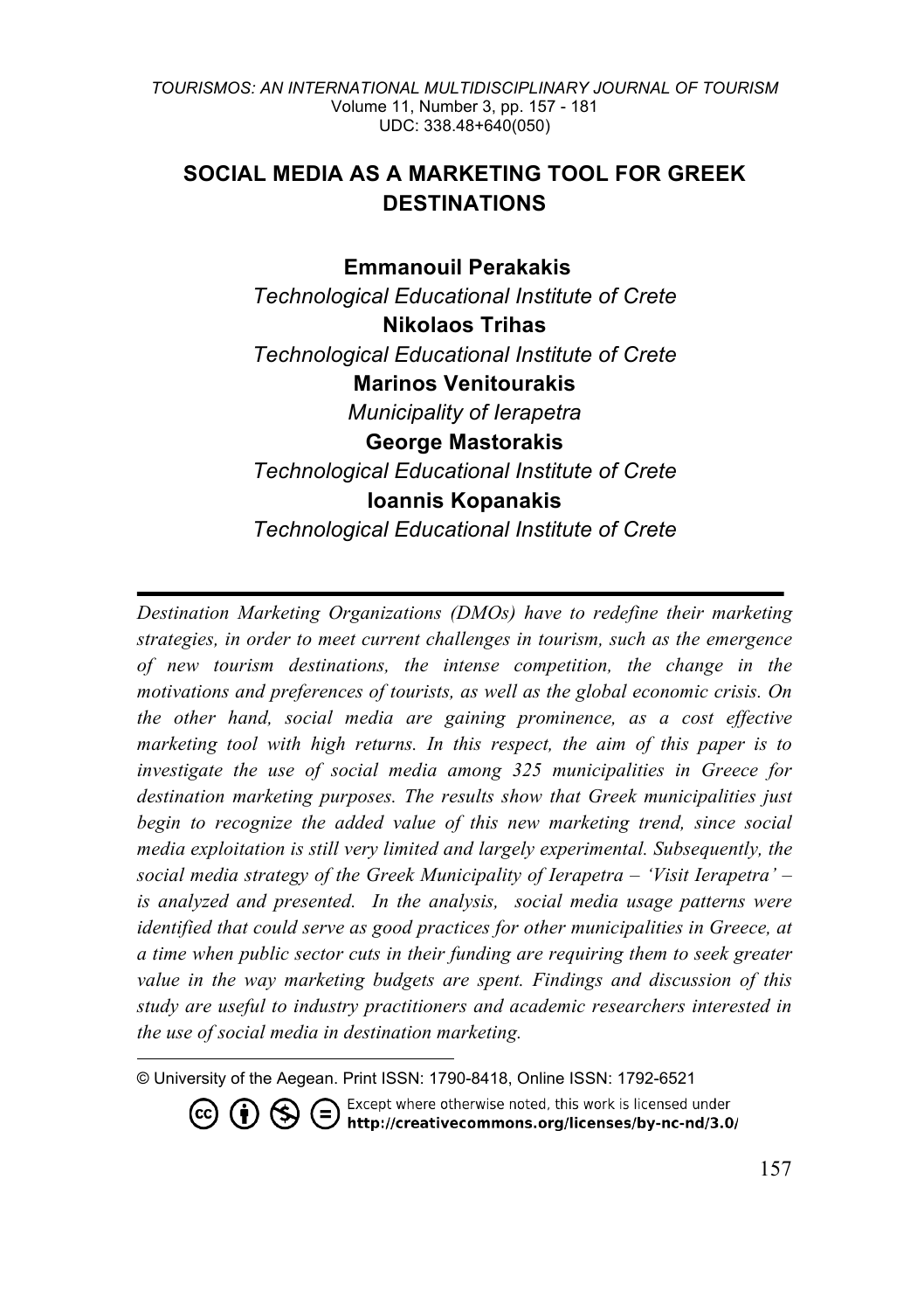# SOCIAL MEDIA AS A MARKETING TOOL FOR GREEK DESTINATIONS

**Emmanouil Perakakis**
*Technological Educational Institute of Crete*
**Nikolaos Trihas**
*Technological Educational Institute of Crete*
**Marinos Venitourakis**
*Municipality of Ierapetra*
**George Mastorakis**
*Technological Educational Institute of Crete*
**Ioannis Kopanakis**
*Technological Educational Institute of Crete*

---

*Destination Marketing Organizations (DMOs) have to redefine their marketing strategies, in order to meet current challenges in tourism, such as the emergence of new tourism destinations, the intense competition, the change in the motivations and preferences of tourists, as well as the global economic crisis. On the other hand, social media are gaining prominence, as a cost effective marketing tool with high returns. In this respect, the aim of this paper is to investigate the use of social media among 325 municipalities in Greece for destination marketing purposes. The results show that Greek municipalities just begin to recognize the added value of this new marketing trend, since social media exploitation is still very limited and largely experimental. Subsequently, the social media strategy of the Greek Municipality of Ierapetra – 'Visit Ierapetra' – is analyzed and presented. In the analysis, social media usage patterns were identified that could serve as good practices for other municipalities in Greece, at a time when public sector cuts in their funding are requiring them to seek greater value in the way marketing budgets are spent. Findings and discussion of this study are useful to industry practitioners and academic researchers interested in the use of social media in destination marketing.*

---

© University of the Aegean. Print ISSN: 1790-8418, Online ISSN: 1792-6521

Except where otherwise noted, this work is licensed under http://creativecommons.org/licenses/by-nc-nd/3.0/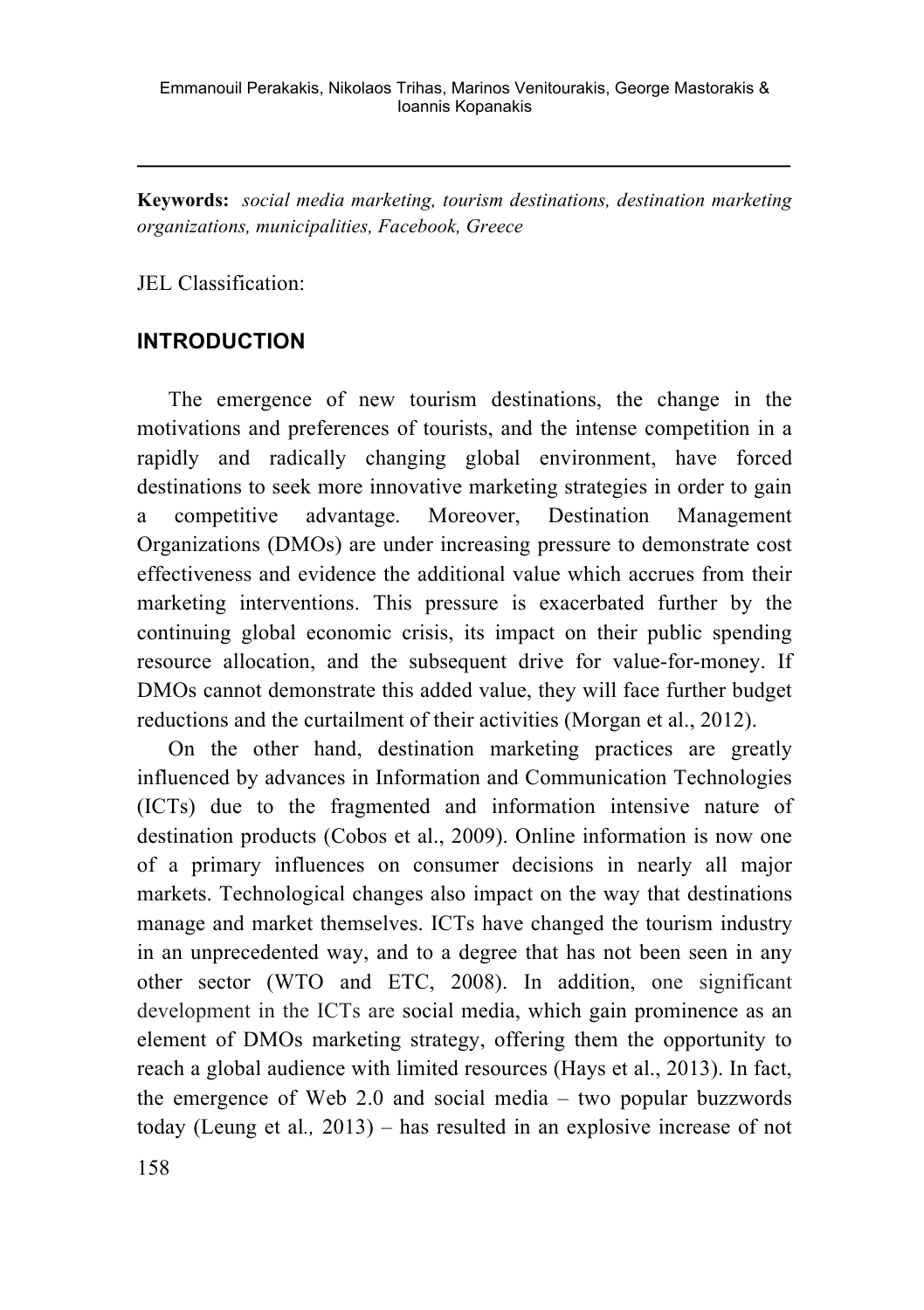**Keywords:** *social media marketing, tourism destinations, destination marketing organizations, municipalities, Facebook, Greece*

JEL Classification:

## INTRODUCTION

The emergence of new tourism destinations, the change in the motivations and preferences of tourists, and the intense competition in a rapidly and radically changing global environment, have forced destinations to seek more innovative marketing strategies in order to gain a competitive advantage. Moreover, Destination Management Organizations (DMOs) are under increasing pressure to demonstrate cost effectiveness and evidence the additional value which accrues from their marketing interventions. This pressure is exacerbated further by the continuing global economic crisis, its impact on their public spending resource allocation, and the subsequent drive for value-for-money. If DMOs cannot demonstrate this added value, they will face further budget reductions and the curtailment of their activities (Morgan et al., 2012).

On the other hand, destination marketing practices are greatly influenced by advances in Information and Communication Technologies (ICTs) due to the fragmented and information intensive nature of destination products (Cobos et al., 2009). Online information is now one of a primary influences on consumer decisions in nearly all major markets. Technological changes also impact on the way that destinations manage and market themselves. ICTs have changed the tourism industry in an unprecedented way, and to a degree that has not been seen in any other sector (WTO and ETC, 2008). In addition, one significant development in the ICTs are social media, which gain prominence as an element of DMOs marketing strategy, offering them the opportunity to reach a global audience with limited resources (Hays et al., 2013). In fact, the emergence of Web 2.0 and social media – two popular buzzwords today (Leung et al*.,* 2013) – has resulted in an explosive increase of not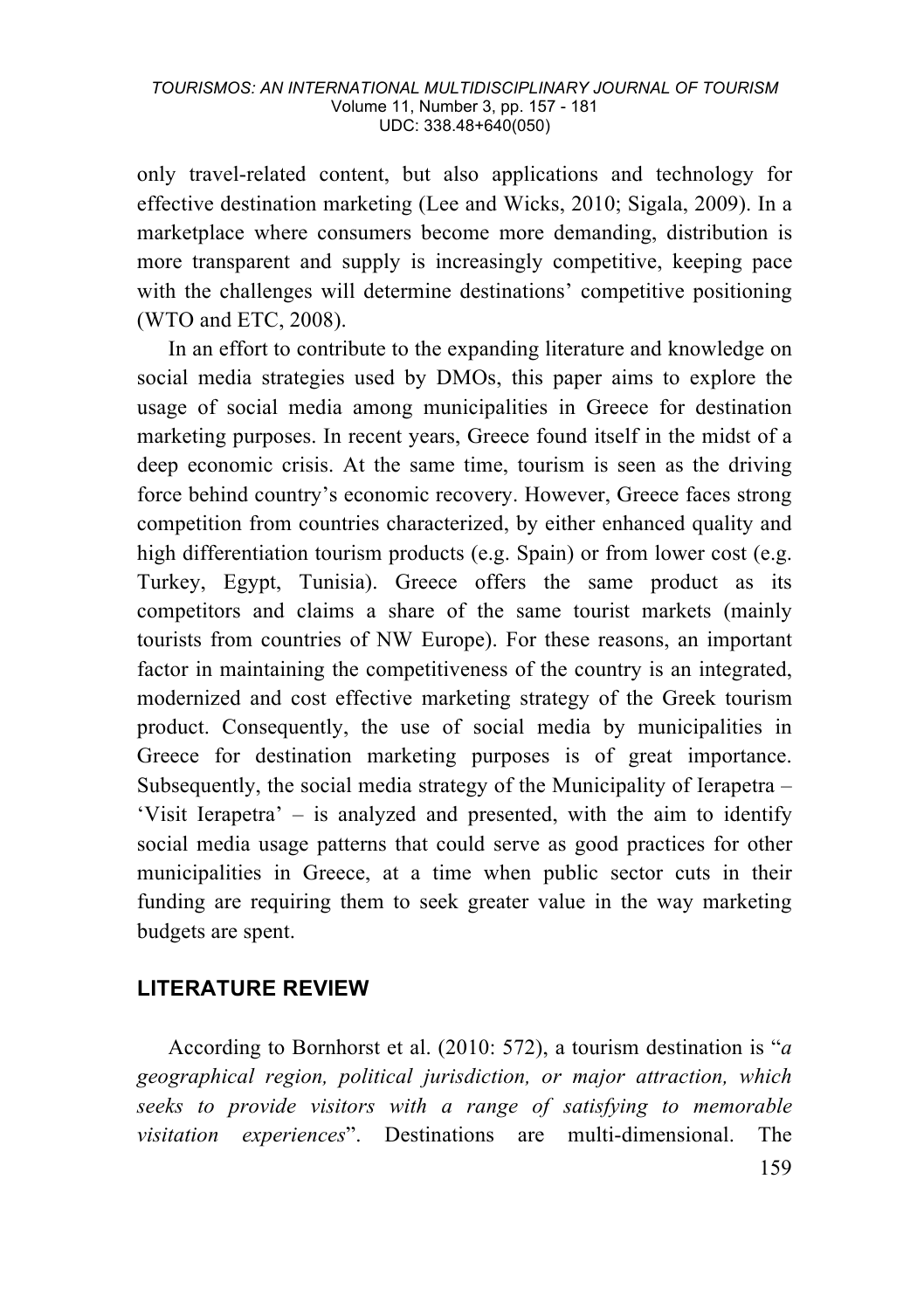only travel-related content, but also applications and technology for effective destination marketing (Lee and Wicks, 2010; Sigala, 2009). In a marketplace where consumers become more demanding, distribution is more transparent and supply is increasingly competitive, keeping pace with the challenges will determine destinations' competitive positioning (WTO and ETC, 2008).

In an effort to contribute to the expanding literature and knowledge on social media strategies used by DMOs, this paper aims to explore the usage of social media among municipalities in Greece for destination marketing purposes. In recent years, Greece found itself in the midst of a deep economic crisis. At the same time, tourism is seen as the driving force behind country's economic recovery. However, Greece faces strong competition from countries characterized, by either enhanced quality and high differentiation tourism products (e.g. Spain) or from lower cost (e.g. Turkey, Egypt, Tunisia). Greece offers the same product as its competitors and claims a share of the same tourist markets (mainly tourists from countries of NW Europe). For these reasons, an important factor in maintaining the competitiveness of the country is an integrated, modernized and cost effective marketing strategy of the Greek tourism product. Consequently, the use of social media by municipalities in Greece for destination marketing purposes is of great importance. Subsequently, the social media strategy of the Municipality of Ierapetra – 'Visit Ierapetra' – is analyzed and presented, with the aim to identify social media usage patterns that could serve as good practices for other municipalities in Greece, at a time when public sector cuts in their funding are requiring them to seek greater value in the way marketing budgets are spent.

## LITERATURE REVIEW

According to Bornhorst et al. (2010: 572), a tourism destination is "*a geographical region, political jurisdiction, or major attraction, which seeks to provide visitors with a range of satisfying to memorable visitation experiences*". Destinations are multi-dimensional. The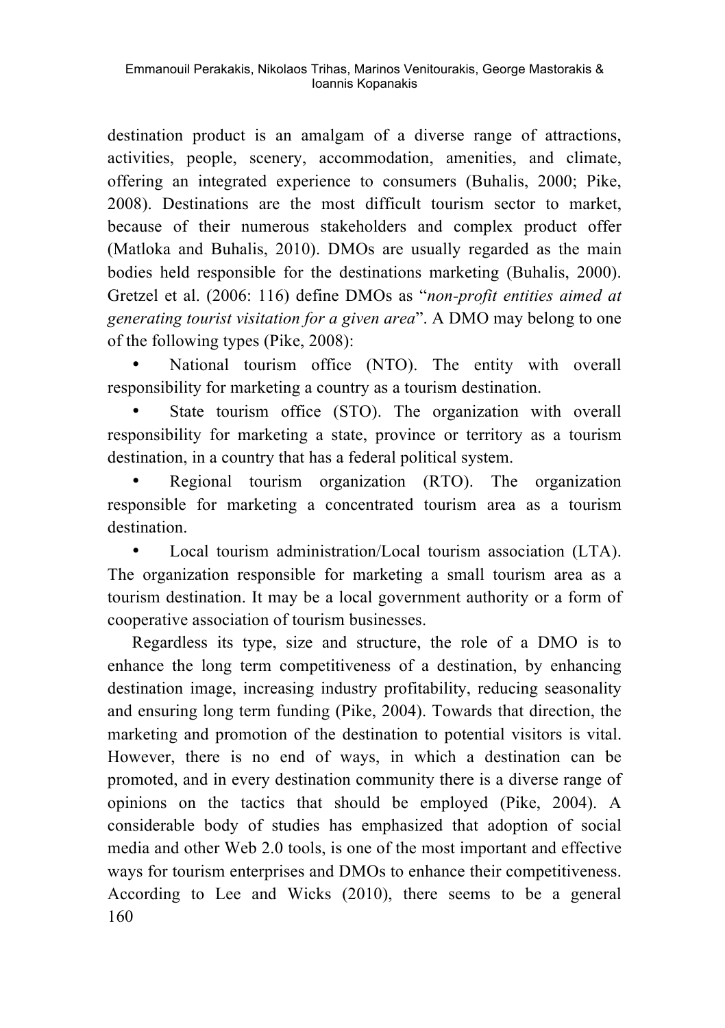destination product is an amalgam of a diverse range of attractions, activities, people, scenery, accommodation, amenities, and climate, offering an integrated experience to consumers (Buhalis, 2000; Pike, 2008). Destinations are the most difficult tourism sector to market, because of their numerous stakeholders and complex product offer (Matloka and Buhalis, 2010). DMOs are usually regarded as the main bodies held responsible for the destinations marketing (Buhalis, 2000). Gretzel et al. (2006: 116) define DMOs as "*non-profit entities aimed at generating tourist visitation for a given area*". A DMO may belong to one of the following types (Pike, 2008):

- National tourism office (NTO). The entity with overall responsibility for marketing a country as a tourism destination.
- State tourism office (STO). The organization with overall responsibility for marketing a state, province or territory as a tourism destination, in a country that has a federal political system.
- Regional tourism organization (RTO). The organization responsible for marketing a concentrated tourism area as a tourism destination.
- Local tourism administration/Local tourism association (LTA). The organization responsible for marketing a small tourism area as a tourism destination. It may be a local government authority or a form of cooperative association of tourism businesses.

Regardless its type, size and structure, the role of a DMO is to enhance the long term competitiveness of a destination, by enhancing destination image, increasing industry profitability, reducing seasonality and ensuring long term funding (Pike, 2004). Towards that direction, the marketing and promotion of the destination to potential visitors is vital. However, there is no end of ways, in which a destination can be promoted, and in every destination community there is a diverse range of opinions on the tactics that should be employed (Pike, 2004). A considerable body of studies has emphasized that adoption of social media and other Web 2.0 tools, is one of the most important and effective ways for tourism enterprises and DMOs to enhance their competitiveness. According to Lee and Wicks (2010), there seems to be a general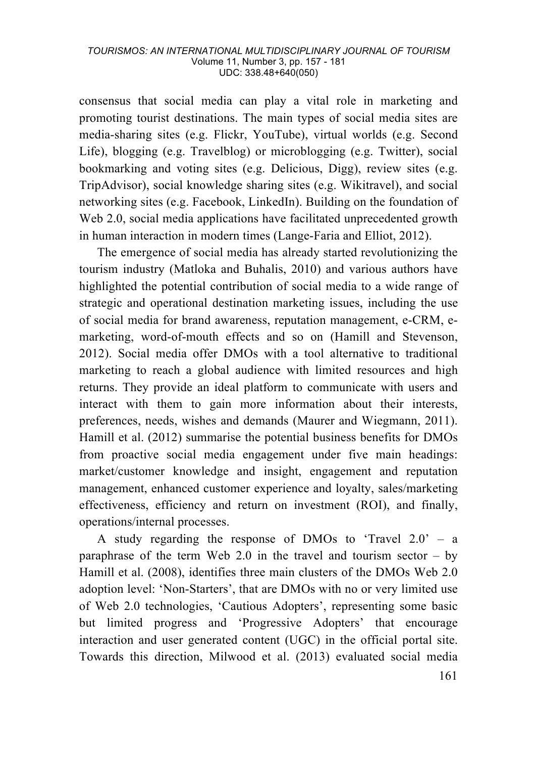consensus that social media can play a vital role in marketing and promoting tourist destinations. The main types of social media sites are media-sharing sites (e.g. Flickr, YouTube), virtual worlds (e.g. Second Life), blogging (e.g. Travelblog) or microblogging (e.g. Twitter), social bookmarking and voting sites (e.g. Delicious, Digg), review sites (e.g. TripAdvisor), social knowledge sharing sites (e.g. Wikitravel), and social networking sites (e.g. Facebook, LinkedIn). Building on the foundation of Web 2.0, social media applications have facilitated unprecedented growth in human interaction in modern times (Lange-Faria and Elliot, 2012).

The emergence of social media has already started revolutionizing the tourism industry (Matloka and Buhalis, 2010) and various authors have highlighted the potential contribution of social media to a wide range of strategic and operational destination marketing issues, including the use of social media for brand awareness, reputation management, e-CRM, e-marketing, word-of-mouth effects and so on (Hamill and Stevenson, 2012). Social media offer DMOs with a tool alternative to traditional marketing to reach a global audience with limited resources and high returns. They provide an ideal platform to communicate with users and interact with them to gain more information about their interests, preferences, needs, wishes and demands (Maurer and Wiegmann, 2011). Hamill et al. (2012) summarise the potential business benefits for DMOs from proactive social media engagement under five main headings: market/customer knowledge and insight, engagement and reputation management, enhanced customer experience and loyalty, sales/marketing effectiveness, efficiency and return on investment (ROI), and finally, operations/internal processes.

A study regarding the response of DMOs to 'Travel 2.0' – a paraphrase of the term Web 2.0 in the travel and tourism sector – by Hamill et al. (2008), identifies three main clusters of the DMOs Web 2.0 adoption level: 'Non-Starters', that are DMOs with no or very limited use of Web 2.0 technologies, 'Cautious Adopters', representing some basic but limited progress and 'Progressive Adopters' that encourage interaction and user generated content (UGC) in the official portal site. Towards this direction, Milwood et al. (2013) evaluated social media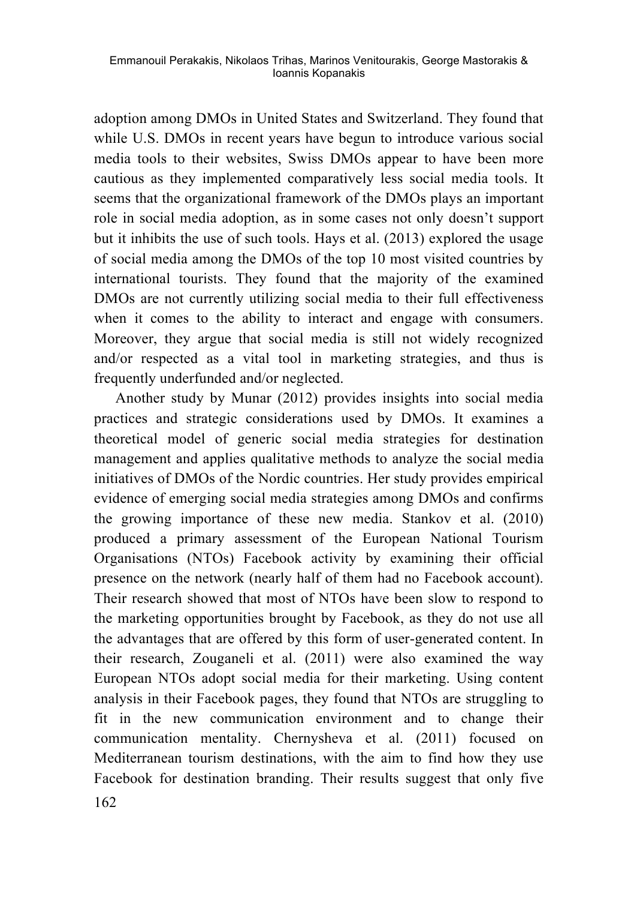adoption among DMOs in United States and Switzerland. They found that while U.S. DMOs in recent years have begun to introduce various social media tools to their websites, Swiss DMOs appear to have been more cautious as they implemented comparatively less social media tools. It seems that the organizational framework of the DMOs plays an important role in social media adoption, as in some cases not only doesn't support but it inhibits the use of such tools. Hays et al. (2013) explored the usage of social media among the DMOs of the top 10 most visited countries by international tourists. They found that the majority of the examined DMOs are not currently utilizing social media to their full effectiveness when it comes to the ability to interact and engage with consumers. Moreover, they argue that social media is still not widely recognized and/or respected as a vital tool in marketing strategies, and thus is frequently underfunded and/or neglected.

Another study by Munar (2012) provides insights into social media practices and strategic considerations used by DMOs. It examines a theoretical model of generic social media strategies for destination management and applies qualitative methods to analyze the social media initiatives of DMOs of the Nordic countries. Her study provides empirical evidence of emerging social media strategies among DMOs and confirms the growing importance of these new media. Stankov et al. (2010) produced a primary assessment of the European National Tourism Organisations (NTOs) Facebook activity by examining their official presence on the network (nearly half of them had no Facebook account). Their research showed that most of NTOs have been slow to respond to the marketing opportunities brought by Facebook, as they do not use all the advantages that are offered by this form of user-generated content. In their research, Zouganeli et al. (2011) were also examined the way European NTOs adopt social media for their marketing. Using content analysis in their Facebook pages, they found that NTOs are struggling to fit in the new communication environment and to change their communication mentality. Chernysheva et al. (2011) focused on Mediterranean tourism destinations, with the aim to find how they use Facebook for destination branding. Their results suggest that only five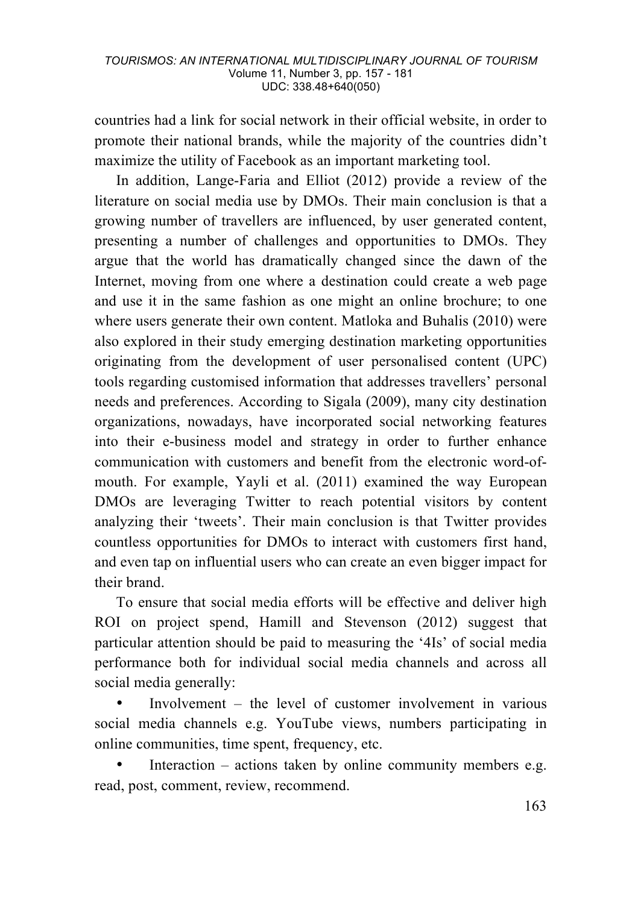countries had a link for social network in their official website, in order to promote their national brands, while the majority of the countries didn't maximize the utility of Facebook as an important marketing tool.

In addition, Lange-Faria and Elliot (2012) provide a review of the literature on social media use by DMOs. Their main conclusion is that a growing number of travellers are influenced, by user generated content, presenting a number of challenges and opportunities to DMOs. They argue that the world has dramatically changed since the dawn of the Internet, moving from one where a destination could create a web page and use it in the same fashion as one might an online brochure; to one where users generate their own content. Matloka and Buhalis (2010) were also explored in their study emerging destination marketing opportunities originating from the development of user personalised content (UPC) tools regarding customised information that addresses travellers' personal needs and preferences. According to Sigala (2009), many city destination organizations, nowadays, have incorporated social networking features into their e-business model and strategy in order to further enhance communication with customers and benefit from the electronic word-of-mouth. For example, Yayli et al. (2011) examined the way European DMOs are leveraging Twitter to reach potential visitors by content analyzing their 'tweets'. Their main conclusion is that Twitter provides countless opportunities for DMOs to interact with customers first hand, and even tap on influential users who can create an even bigger impact for their brand.

To ensure that social media efforts will be effective and deliver high ROI on project spend, Hamill and Stevenson (2012) suggest that particular attention should be paid to measuring the '4Is' of social media performance both for individual social media channels and across all social media generally:

- Involvement – the level of customer involvement in various social media channels e.g. YouTube views, numbers participating in online communities, time spent, frequency, etc.
- Interaction – actions taken by online community members e.g. read, post, comment, review, recommend.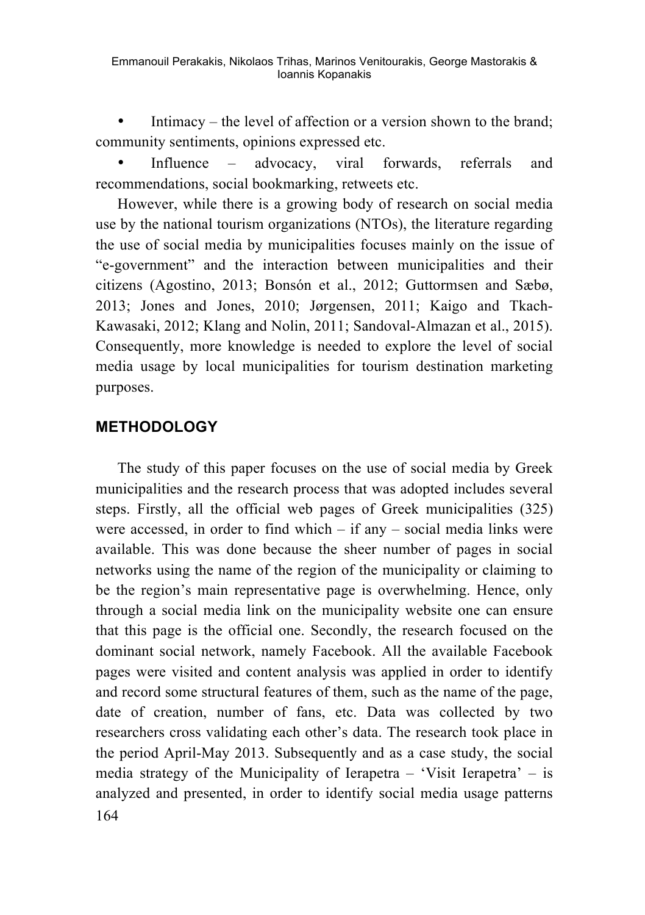- Intimacy – the level of affection or a version shown to the brand; community sentiments, opinions expressed etc.
- Influence – advocacy, viral forwards, referrals and recommendations, social bookmarking, retweets etc.

However, while there is a growing body of research on social media use by the national tourism organizations (NTOs), the literature regarding the use of social media by municipalities focuses mainly on the issue of "e-government" and the interaction between municipalities and their citizens (Agostino, 2013; Bonsón et al., 2012; Guttormsen and Sæbø, 2013; Jones and Jones, 2010; Jørgensen, 2011; Kaigo and Tkach-Kawasaki, 2012; Klang and Nolin, 2011; Sandoval-Almazan et al., 2015). Consequently, more knowledge is needed to explore the level of social media usage by local municipalities for tourism destination marketing purposes.

## METHODOLOGY

The study of this paper focuses on the use of social media by Greek municipalities and the research process that was adopted includes several steps. Firstly, all the official web pages of Greek municipalities (325) were accessed, in order to find which – if any – social media links were available. This was done because the sheer number of pages in social networks using the name of the region of the municipality or claiming to be the region's main representative page is overwhelming. Hence, only through a social media link on the municipality website one can ensure that this page is the official one. Secondly, the research focused on the dominant social network, namely Facebook. All the available Facebook pages were visited and content analysis was applied in order to identify and record some structural features of them, such as the name of the page, date of creation, number of fans, etc. Data was collected by two researchers cross validating each other's data. The research took place in the period April-May 2013. Subsequently and as a case study, the social media strategy of the Municipality of Ierapetra – 'Visit Ierapetra' – is analyzed and presented, in order to identify social media usage patterns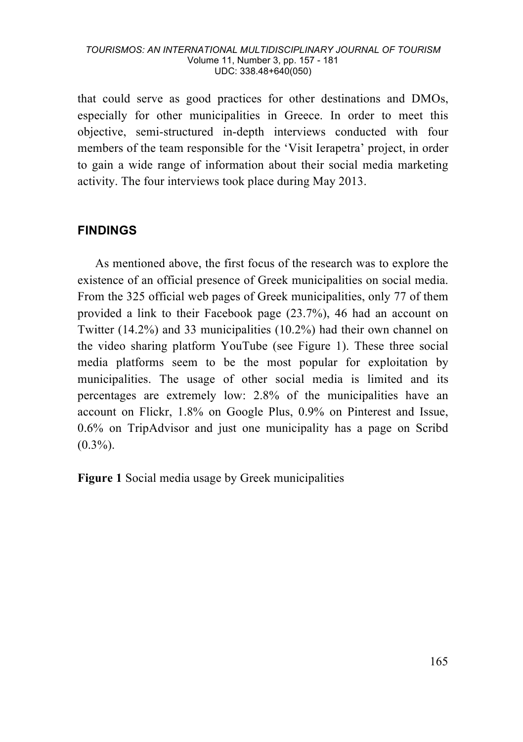that could serve as good practices for other destinations and DMOs, especially for other municipalities in Greece. In order to meet this objective, semi-structured in-depth interviews conducted with four members of the team responsible for the 'Visit Ierapetra' project, in order to gain a wide range of information about their social media marketing activity. The four interviews took place during May 2013.

## FINDINGS

As mentioned above, the first focus of the research was to explore the existence of an official presence of Greek municipalities on social media. From the 325 official web pages of Greek municipalities, only 77 of them provided a link to their Facebook page (23.7%), 46 had an account on Twitter (14.2%) and 33 municipalities (10.2%) had their own channel on the video sharing platform YouTube (see Figure 1). These three social media platforms seem to be the most popular for exploitation by municipalities. The usage of other social media is limited and its percentages are extremely low: 2.8% of the municipalities have an account on Flickr, 1.8% on Google Plus, 0.9% on Pinterest and Issue, 0.6% on TripAdvisor and just one municipality has a page on Scribd (0.3%).

**Figure 1** Social media usage by Greek municipalities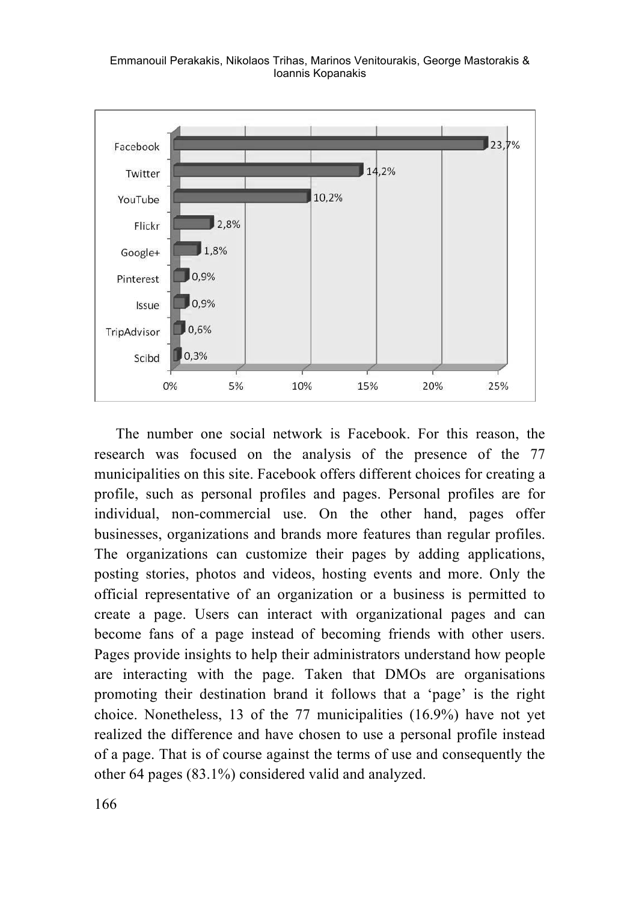| Social network | Percentage |
| --- | --- |
| Facebook | 23,7% |
| Twitter | 14,2% |
| YouTube | 10,2% |
| Flickr | 2,8% |
| Google+ | 1,8% |
| Pinterest | 0,9% |
| Issue | 0,9% |
| TripAdvisor | 0,6% |
| Scibd | 0,3% |

The number one social network is Facebook. For this reason, the research was focused on the analysis of the presence of the 77 municipalities on this site. Facebook offers different choices for creating a profile, such as personal profiles and pages. Personal profiles are for individual, non-commercial use. On the other hand, pages offer businesses, organizations and brands more features than regular profiles. The organizations can customize their pages by adding applications, posting stories, photos and videos, hosting events and more. Only the official representative of an organization or a business is permitted to create a page. Users can interact with organizational pages and can become fans of a page instead of becoming friends with other users. Pages provide insights to help their administrators understand how people are interacting with the page. Taken that DMOs are organisations promoting their destination brand it follows that a 'page' is the right choice. Nonetheless, 13 of the 77 municipalities (16.9%) have not yet realized the difference and have chosen to use a personal profile instead of a page. That is of course against the terms of use and consequently the other 64 pages (83.1%) considered valid and analyzed.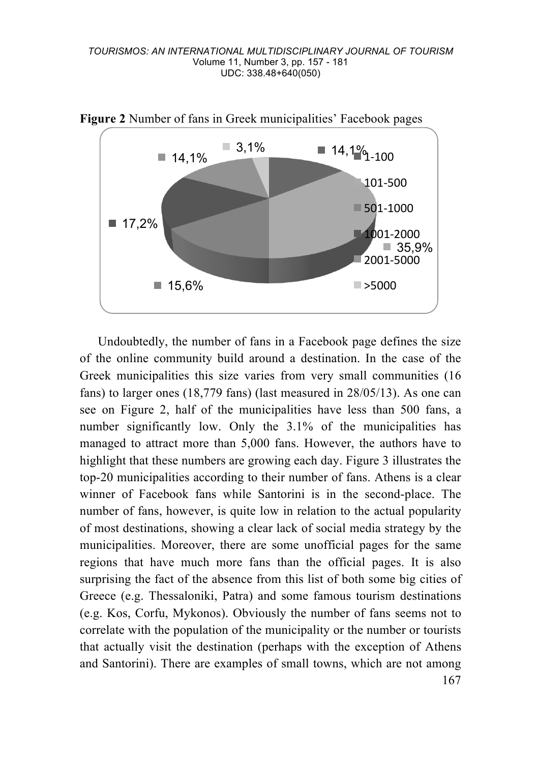**Figure 2** Number of fans in Greek municipalities' Facebook pages

| Number of fans | Percentage |
|---|---|
| 1-100 | 14,1% |
| 101-500 | 35,9% |
| 501-1000 | 15,6% |
| 1001-2000 | 17,2% |
| 2001-5000 | 14,1% |
| >5000 | 3,1% |

Undoubtedly, the number of fans in a Facebook page defines the size of the online community build around a destination. In the case of the Greek municipalities this size varies from very small communities (16 fans) to larger ones (18,779 fans) (last measured in 28/05/13). As one can see on Figure 2, half of the municipalities have less than 500 fans, a number significantly low. Only the 3.1% of the municipalities has managed to attract more than 5,000 fans. However, the authors have to highlight that these numbers are growing each day. Figure 3 illustrates the top-20 municipalities according to their number of fans. Athens is a clear winner of Facebook fans while Santorini is in the second-place. The number of fans, however, is quite low in relation to the actual popularity of most destinations, showing a clear lack of social media strategy by the municipalities. Moreover, there are some unofficial pages for the same regions that have much more fans than the official pages. It is also surprising the fact of the absence from this list of both some big cities of Greece (e.g. Thessaloniki, Patra) and some famous tourism destinations (e.g. Kos, Corfu, Mykonos). Obviously the number of fans seems not to correlate with the population of the municipality or the number or tourists that actually visit the destination (perhaps with the exception of Athens and Santorini). There are examples of small towns, which are not among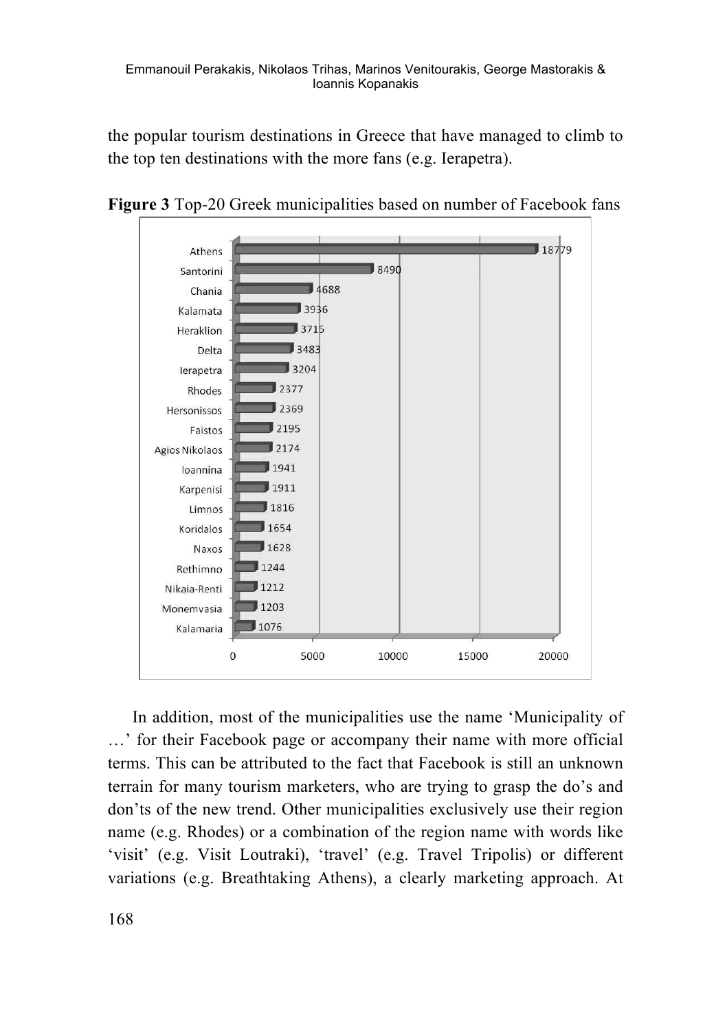the popular tourism destinations in Greece that have managed to climb to the top ten destinations with the more fans (e.g. Ierapetra).

**Figure 3** Top-20 Greek municipalities based on number of Facebook fans

| Municipality | Facebook fans |
|---|---|
| Athens | 18779 |
| Santorini | 8490 |
| Chania | 4688 |
| Kalamata | 3936 |
| Heraklion | 3715 |
| Delta | 3483 |
| Ierapetra | 3204 |
| Rhodes | 2377 |
| Hersonissos | 2369 |
| Faistos | 2195 |
| Agios Nikolaos | 2174 |
| Ioannina | 1941 |
| Karpenisi | 1911 |
| Limnos | 1816 |
| Koridalos | 1654 |
| Naxos | 1628 |
| Rethimno | 1244 |
| Nikaia-Renti | 1212 |
| Monemvasia | 1203 |
| Kalamaria | 1076 |

In addition, most of the municipalities use the name 'Municipality of …' for their Facebook page or accompany their name with more official terms. This can be attributed to the fact that Facebook is still an unknown terrain for many tourism marketers, who are trying to grasp the do's and don'ts of the new trend. Other municipalities exclusively use their region name (e.g. Rhodes) or a combination of the region name with words like 'visit' (e.g. Visit Loutraki), 'travel' (e.g. Travel Tripolis) or different variations (e.g. Breathtaking Athens), a clearly marketing approach. At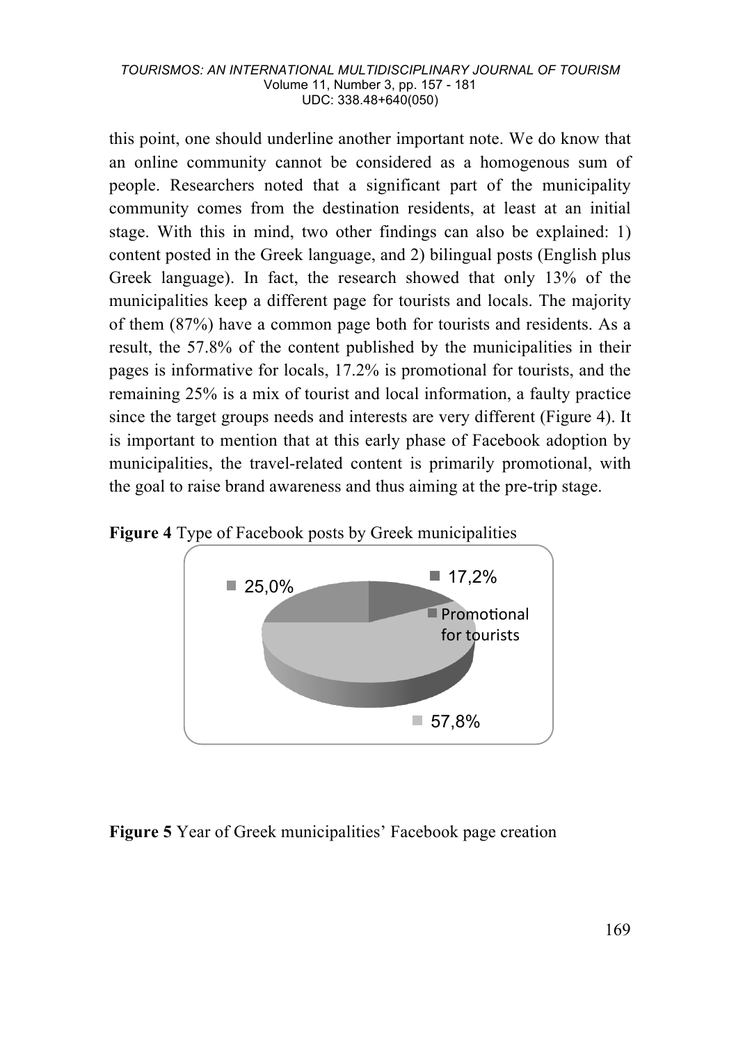this point, one should underline another important note. We do know that an online community cannot be considered as a homogenous sum of people. Researchers noted that a significant part of the municipality community comes from the destination residents, at least at an initial stage. With this in mind, two other findings can also be explained: 1) content posted in the Greek language, and 2) bilingual posts (English plus Greek language). In fact, the research showed that only 13% of the municipalities keep a different page for tourists and locals. The majority of them (87%) have a common page both for tourists and residents. As a result, the 57.8% of the content published by the municipalities in their pages is informative for locals, 17.2% is promotional for tourists, and the remaining 25% is a mix of tourist and local information, a faulty practice since the target groups needs and interests are very different (Figure 4). It is important to mention that at this early phase of Facebook adoption by municipalities, the travel-related content is primarily promotional, with the goal to raise brand awareness and thus aiming at the pre-trip stage.

**Figure 4** Type of Facebook posts by Greek municipalities

25,0%

17,2%

Promotional for tourists

57,8%

**Figure 5** Year of Greek municipalities' Facebook page creation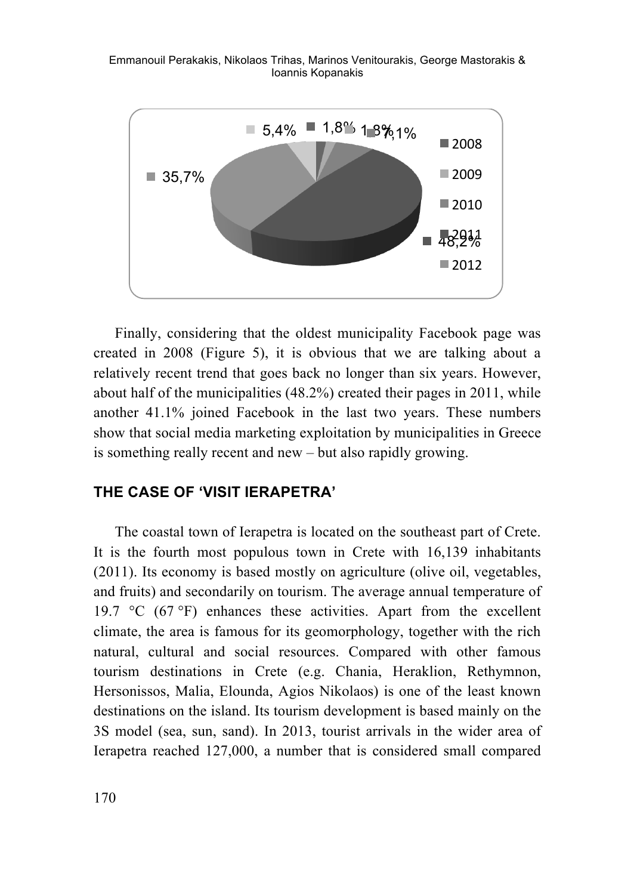Finally, considering that the oldest municipality Facebook page was created in 2008 (Figure 5), it is obvious that we are talking about a relatively recent trend that goes back no longer than six years. However, about half of the municipalities (48.2%) created their pages in 2011, while another 41.1% joined Facebook in the last two years. These numbers show that social media marketing exploitation by municipalities in Greece is something really recent and new – but also rapidly growing.

## THE CASE OF 'VISIT IERAPETRA'

The coastal town of Ierapetra is located on the southeast part of Crete. It is the fourth most populous town in Crete with 16,139 inhabitants (2011). Its economy is based mostly on agriculture (olive oil, vegetables, and fruits) and secondarily on tourism. The average annual temperature of 19.7 °C (67 °F) enhances these activities. Apart from the excellent climate, the area is famous for its geomorphology, together with the rich natural, cultural and social resources. Compared with other famous tourism destinations in Crete (e.g. Chania, Heraklion, Rethymnon, Hersonissos, Malia, Elounda, Agios Nikolaos) is one of the least known destinations on the island. Its tourism development is based mainly on the 3S model (sea, sun, sand). In 2013, tourist arrivals in the wider area of Ierapetra reached 127,000, a number that is considered small compared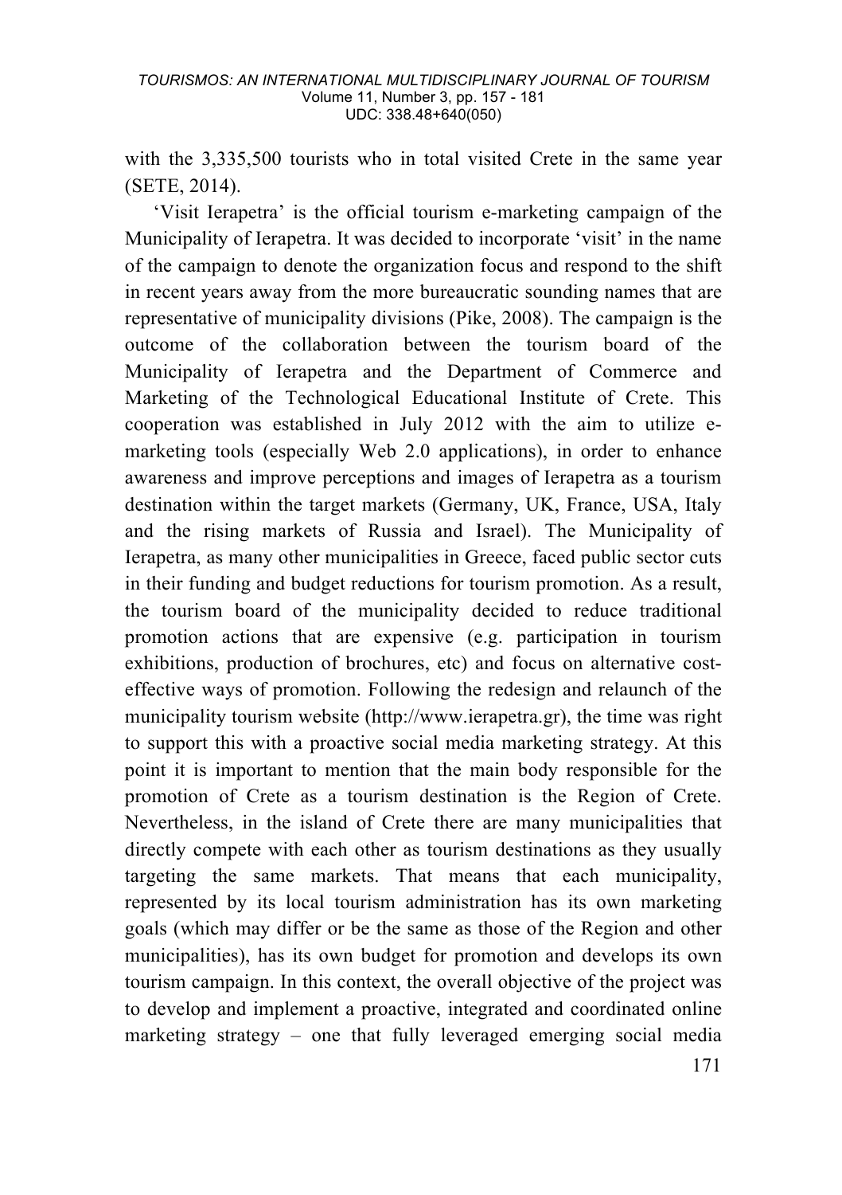with the 3,335,500 tourists who in total visited Crete in the same year (SETE, 2014).

'Visit Ierapetra' is the official tourism e-marketing campaign of the Municipality of Ierapetra. It was decided to incorporate 'visit' in the name of the campaign to denote the organization focus and respond to the shift in recent years away from the more bureaucratic sounding names that are representative of municipality divisions (Pike, 2008). The campaign is the outcome of the collaboration between the tourism board of the Municipality of Ierapetra and the Department of Commerce and Marketing of the Technological Educational Institute of Crete. This cooperation was established in July 2012 with the aim to utilize e-marketing tools (especially Web 2.0 applications), in order to enhance awareness and improve perceptions and images of Ierapetra as a tourism destination within the target markets (Germany, UK, France, USA, Italy and the rising markets of Russia and Israel). The Municipality of Ierapetra, as many other municipalities in Greece, faced public sector cuts in their funding and budget reductions for tourism promotion. As a result, the tourism board of the municipality decided to reduce traditional promotion actions that are expensive (e.g. participation in tourism exhibitions, production of brochures, etc) and focus on alternative cost-effective ways of promotion. Following the redesign and relaunch of the municipality tourism website (http://www.ierapetra.gr), the time was right to support this with a proactive social media marketing strategy. At this point it is important to mention that the main body responsible for the promotion of Crete as a tourism destination is the Region of Crete. Nevertheless, in the island of Crete there are many municipalities that directly compete with each other as tourism destinations as they usually targeting the same markets. That means that each municipality, represented by its local tourism administration has its own marketing goals (which may differ or be the same as those of the Region and other municipalities), has its own budget for promotion and develops its own tourism campaign. In this context, the overall objective of the project was to develop and implement a proactive, integrated and coordinated online marketing strategy – one that fully leveraged emerging social media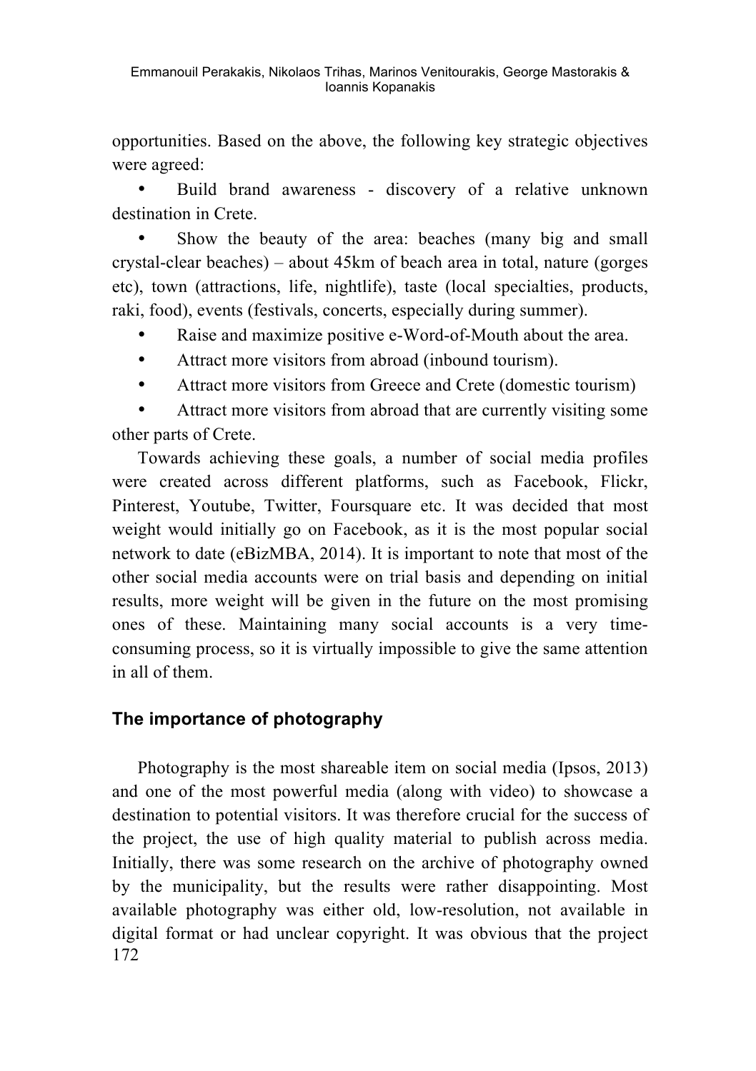opportunities. Based on the above, the following key strategic objectives were agreed:

- Build brand awareness - discovery of a relative unknown destination in Crete.
- Show the beauty of the area: beaches (many big and small crystal-clear beaches) – about 45km of beach area in total, nature (gorges etc), town (attractions, life, nightlife), taste (local specialties, products, raki, food), events (festivals, concerts, especially during summer).
- Raise and maximize positive e-Word-of-Mouth about the area.
- Attract more visitors from abroad (inbound tourism).
- Attract more visitors from Greece and Crete (domestic tourism)
- Attract more visitors from abroad that are currently visiting some other parts of Crete.

Towards achieving these goals, a number of social media profiles were created across different platforms, such as Facebook, Flickr, Pinterest, Youtube, Twitter, Foursquare etc. It was decided that most weight would initially go on Facebook, as it is the most popular social network to date (eBizMBA, 2014). It is important to note that most of the other social media accounts were on trial basis and depending on initial results, more weight will be given in the future on the most promising ones of these. Maintaining many social accounts is a very time-consuming process, so it is virtually impossible to give the same attention in all of them.

## The importance of photography

Photography is the most shareable item on social media (Ipsos, 2013) and one of the most powerful media (along with video) to showcase a destination to potential visitors. It was therefore crucial for the success of the project, the use of high quality material to publish across media. Initially, there was some research on the archive of photography owned by the municipality, but the results were rather disappointing. Most available photography was either old, low-resolution, not available in digital format or had unclear copyright. It was obvious that the project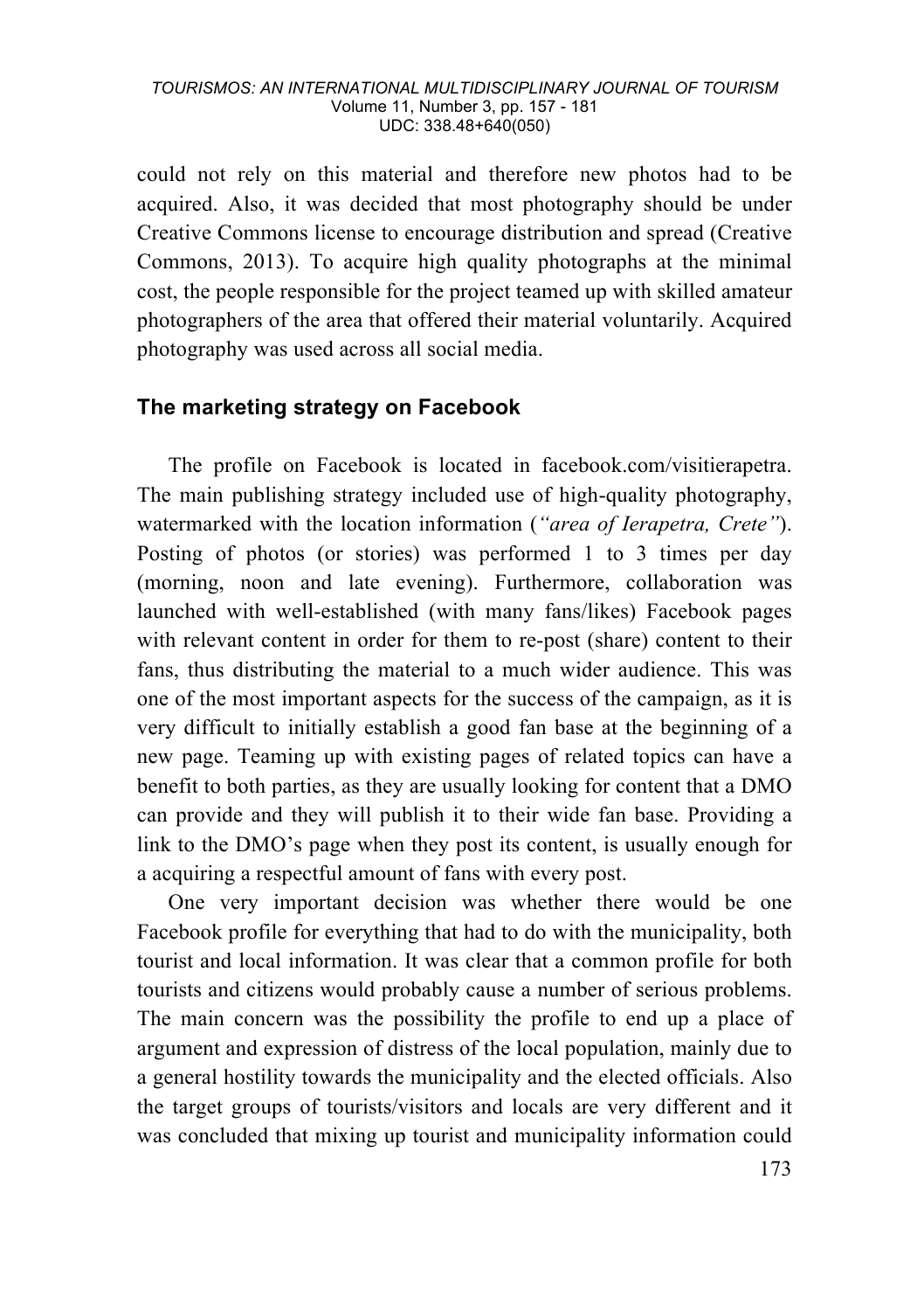could not rely on this material and therefore new photos had to be acquired. Also, it was decided that most photography should be under Creative Commons license to encourage distribution and spread (Creative Commons, 2013). To acquire high quality photographs at the minimal cost, the people responsible for the project teamed up with skilled amateur photographers of the area that offered their material voluntarily. Acquired photography was used across all social media.

## The marketing strategy on Facebook

The profile on Facebook is located in facebook.com/visitierapetra. The main publishing strategy included use of high-quality photography, watermarked with the location information (*"area of Ierapetra, Crete"*). Posting of photos (or stories) was performed 1 to 3 times per day (morning, noon and late evening). Furthermore, collaboration was launched with well-established (with many fans/likes) Facebook pages with relevant content in order for them to re-post (share) content to their fans, thus distributing the material to a much wider audience. This was one of the most important aspects for the success of the campaign, as it is very difficult to initially establish a good fan base at the beginning of a new page. Teaming up with existing pages of related topics can have a benefit to both parties, as they are usually looking for content that a DMO can provide and they will publish it to their wide fan base. Providing a link to the DMO's page when they post its content, is usually enough for a acquiring a respectful amount of fans with every post.

One very important decision was whether there would be one Facebook profile for everything that had to do with the municipality, both tourist and local information. It was clear that a common profile for both tourists and citizens would probably cause a number of serious problems. The main concern was the possibility the profile to end up a place of argument and expression of distress of the local population, mainly due to a general hostility towards the municipality and the elected officials. Also the target groups of tourists/visitors and locals are very different and it was concluded that mixing up tourist and municipality information could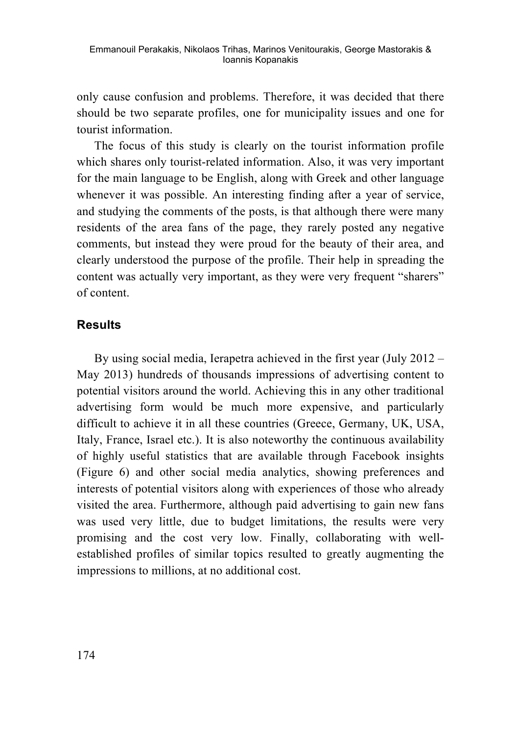only cause confusion and problems. Therefore, it was decided that there should be two separate profiles, one for municipality issues and one for tourist information.

The focus of this study is clearly on the tourist information profile which shares only tourist-related information. Also, it was very important for the main language to be English, along with Greek and other language whenever it was possible. An interesting finding after a year of service, and studying the comments of the posts, is that although there were many residents of the area fans of the page, they rarely posted any negative comments, but instead they were proud for the beauty of their area, and clearly understood the purpose of the profile. Their help in spreading the content was actually very important, as they were very frequent "sharers" of content.

## Results

By using social media, Ierapetra achieved in the first year (July 2012 – May 2013) hundreds of thousands impressions of advertising content to potential visitors around the world. Achieving this in any other traditional advertising form would be much more expensive, and particularly difficult to achieve it in all these countries (Greece, Germany, UK, USA, Italy, France, Israel etc.). It is also noteworthy the continuous availability of highly useful statistics that are available through Facebook insights (Figure 6) and other social media analytics, showing preferences and interests of potential visitors along with experiences of those who already visited the area. Furthermore, although paid advertising to gain new fans was used very little, due to budget limitations, the results were very promising and the cost very low. Finally, collaborating with well-established profiles of similar topics resulted to greatly augmenting the impressions to millions, at no additional cost.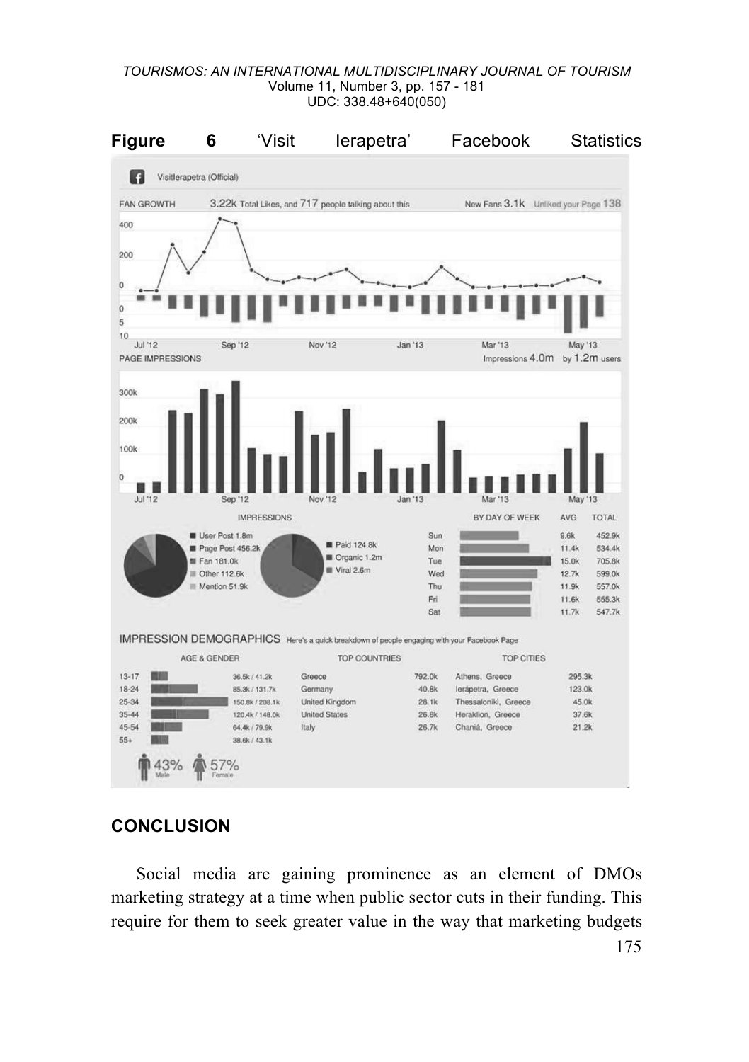**Figure 6** 'Visit Ierapetra' Facebook Statistics

## CONCLUSION

Social media are gaining prominence as an element of DMOs marketing strategy at a time when public sector cuts in their funding. This require for them to seek greater value in the way that marketing budgets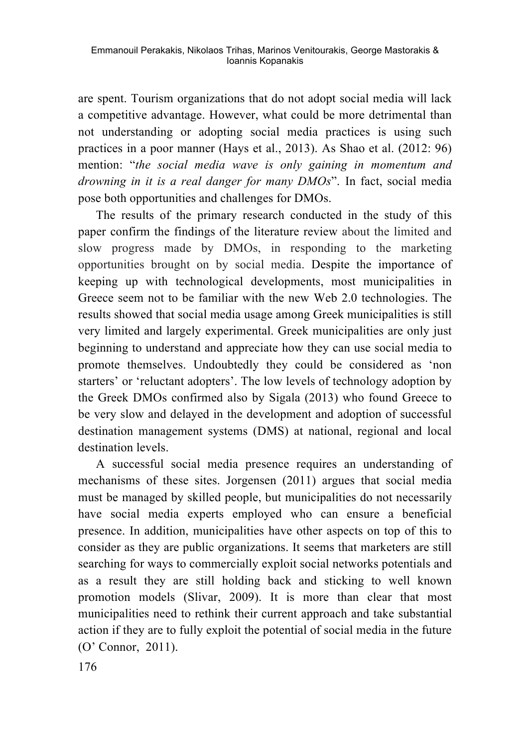are spent. Tourism organizations that do not adopt social media will lack a competitive advantage. However, what could be more detrimental than not understanding or adopting social media practices is using such practices in a poor manner (Hays et al., 2013). As Shao et al. (2012: 96) mention: "*the social media wave is only gaining in momentum and drowning in it is a real danger for many DMOs*". In fact, social media pose both opportunities and challenges for DMOs.

The results of the primary research conducted in the study of this paper confirm the findings of the literature review about the limited and slow progress made by DMOs, in responding to the marketing opportunities brought on by social media. Despite the importance of keeping up with technological developments, most municipalities in Greece seem not to be familiar with the new Web 2.0 technologies. The results showed that social media usage among Greek municipalities is still very limited and largely experimental. Greek municipalities are only just beginning to understand and appreciate how they can use social media to promote themselves. Undoubtedly they could be considered as 'non starters' or 'reluctant adopters'. The low levels of technology adoption by the Greek DMOs confirmed also by Sigala (2013) who found Greece to be very slow and delayed in the development and adoption of successful destination management systems (DMS) at national, regional and local destination levels.

A successful social media presence requires an understanding of mechanisms of these sites. Jorgensen (2011) argues that social media must be managed by skilled people, but municipalities do not necessarily have social media experts employed who can ensure a beneficial presence. In addition, municipalities have other aspects on top of this to consider as they are public organizations. It seems that marketers are still searching for ways to commercially exploit social networks potentials and as a result they are still holding back and sticking to well known promotion models (Slivar, 2009). It is more than clear that most municipalities need to rethink their current approach and take substantial action if they are to fully exploit the potential of social media in the future (O' Connor, 2011).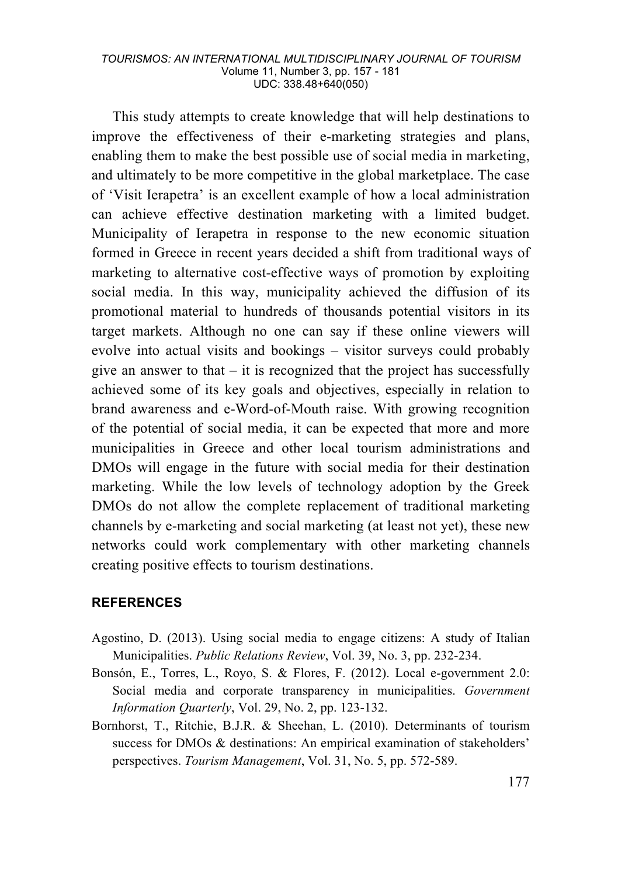This study attempts to create knowledge that will help destinations to improve the effectiveness of their e-marketing strategies and plans, enabling them to make the best possible use of social media in marketing, and ultimately to be more competitive in the global marketplace. The case of 'Visit Ierapetra' is an excellent example of how a local administration can achieve effective destination marketing with a limited budget. Municipality of Ierapetra in response to the new economic situation formed in Greece in recent years decided a shift from traditional ways of marketing to alternative cost-effective ways of promotion by exploiting social media. In this way, municipality achieved the diffusion of its promotional material to hundreds of thousands potential visitors in its target markets. Although no one can say if these online viewers will evolve into actual visits and bookings – visitor surveys could probably give an answer to that – it is recognized that the project has successfully achieved some of its key goals and objectives, especially in relation to brand awareness and e-Word-of-Mouth raise. With growing recognition of the potential of social media, it can be expected that more and more municipalities in Greece and other local tourism administrations and DMOs will engage in the future with social media for their destination marketing. While the low levels of technology adoption by the Greek DMOs do not allow the complete replacement of traditional marketing channels by e-marketing and social marketing (at least not yet), these new networks could work complementary with other marketing channels creating positive effects to tourism destinations.

## REFERENCES

Agostino, D. (2013). Using social media to engage citizens: A study of Italian Municipalities. *Public Relations Review*, Vol. 39, No. 3, pp. 232-234.

Bonsón, E., Torres, L., Royo, S. & Flores, F. (2012). Local e-government 2.0: Social media and corporate transparency in municipalities. *Government Information Quarterly*, Vol. 29, No. 2, pp. 123-132.

Bornhorst, T., Ritchie, B.J.R. & Sheehan, L. (2010). Determinants of tourism success for DMOs & destinations: An empirical examination of stakeholders' perspectives. *Tourism Management*, Vol. 31, No. 5, pp. 572-589.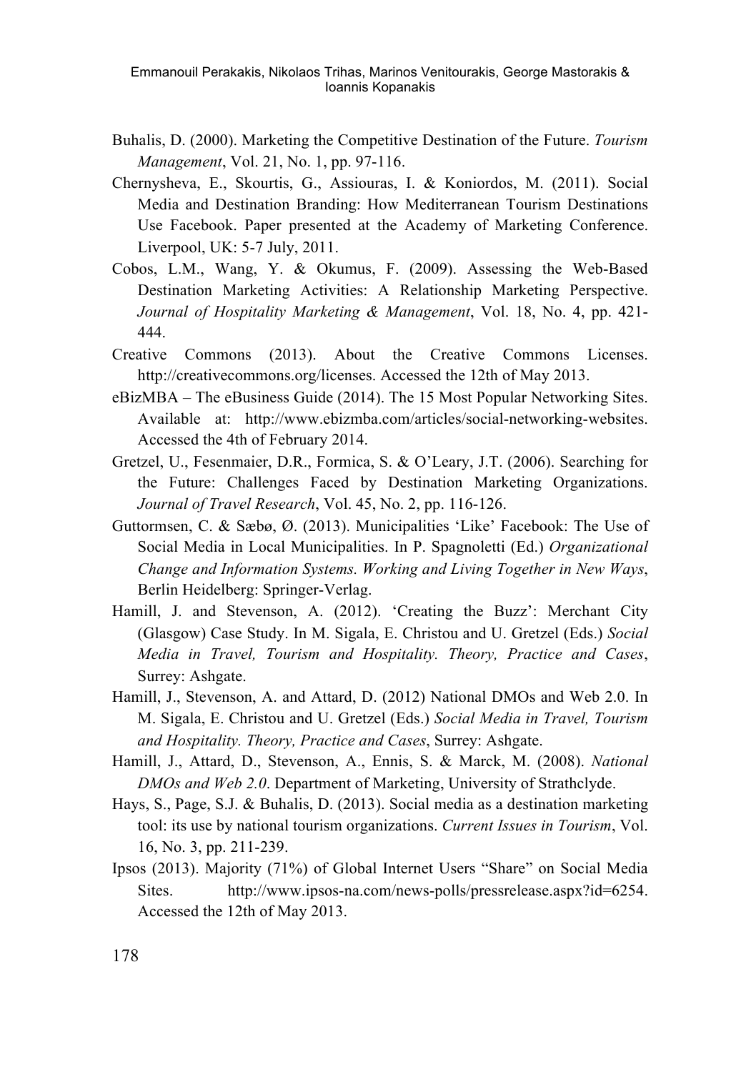Buhalis, D. (2000). Marketing the Competitive Destination of the Future. *Tourism Management*, Vol. 21, No. 1, pp. 97-116.

Chernysheva, E., Skourtis, G., Assiouras, I. & Koniordos, M. (2011). Social Media and Destination Branding: How Mediterranean Tourism Destinations Use Facebook. Paper presented at the Academy of Marketing Conference. Liverpool, UK: 5-7 July, 2011.

Cobos, L.M., Wang, Y. & Okumus, F. (2009). Assessing the Web-Based Destination Marketing Activities: A Relationship Marketing Perspective. *Journal of Hospitality Marketing & Management*, Vol. 18, No. 4, pp. 421-444.

Creative Commons (2013). About the Creative Commons Licenses. http://creativecommons.org/licenses. Accessed the 12th of May 2013.

eBizMBA – The eBusiness Guide (2014). The 15 Most Popular Networking Sites. Available at: http://www.ebizmba.com/articles/social-networking-websites. Accessed the 4th of February 2014.

Gretzel, U., Fesenmaier, D.R., Formica, S. & O'Leary, J.T. (2006). Searching for the Future: Challenges Faced by Destination Marketing Organizations. *Journal of Travel Research*, Vol. 45, No. 2, pp. 116-126.

Guttormsen, C. & Sæbø, Ø. (2013). Municipalities 'Like' Facebook: The Use of Social Media in Local Municipalities. In P. Spagnoletti (Ed.) *Organizational Change and Information Systems. Working and Living Together in New Ways*, Berlin Heidelberg: Springer-Verlag.

Hamill, J. and Stevenson, A. (2012). 'Creating the Buzz': Merchant City (Glasgow) Case Study. In M. Sigala, E. Christou and U. Gretzel (Eds.) *Social Media in Travel, Tourism and Hospitality. Theory, Practice and Cases*, Surrey: Ashgate.

Hamill, J., Stevenson, A. and Attard, D. (2012) National DMOs and Web 2.0. In M. Sigala, E. Christou and U. Gretzel (Eds.) *Social Media in Travel, Tourism and Hospitality. Theory, Practice and Cases*, Surrey: Ashgate.

Hamill, J., Attard, D., Stevenson, A., Ennis, S. & Marck, M. (2008). *National DMOs and Web 2.0*. Department of Marketing, University of Strathclyde.

Hays, S., Page, S.J. & Buhalis, D. (2013). Social media as a destination marketing tool: its use by national tourism organizations. *Current Issues in Tourism*, Vol. 16, No. 3, pp. 211-239.

Ipsos (2013). Majority (71%) of Global Internet Users "Share" on Social Media Sites. http://www.ipsos-na.com/news-polls/pressrelease.aspx?id=6254. Accessed the 12th of May 2013.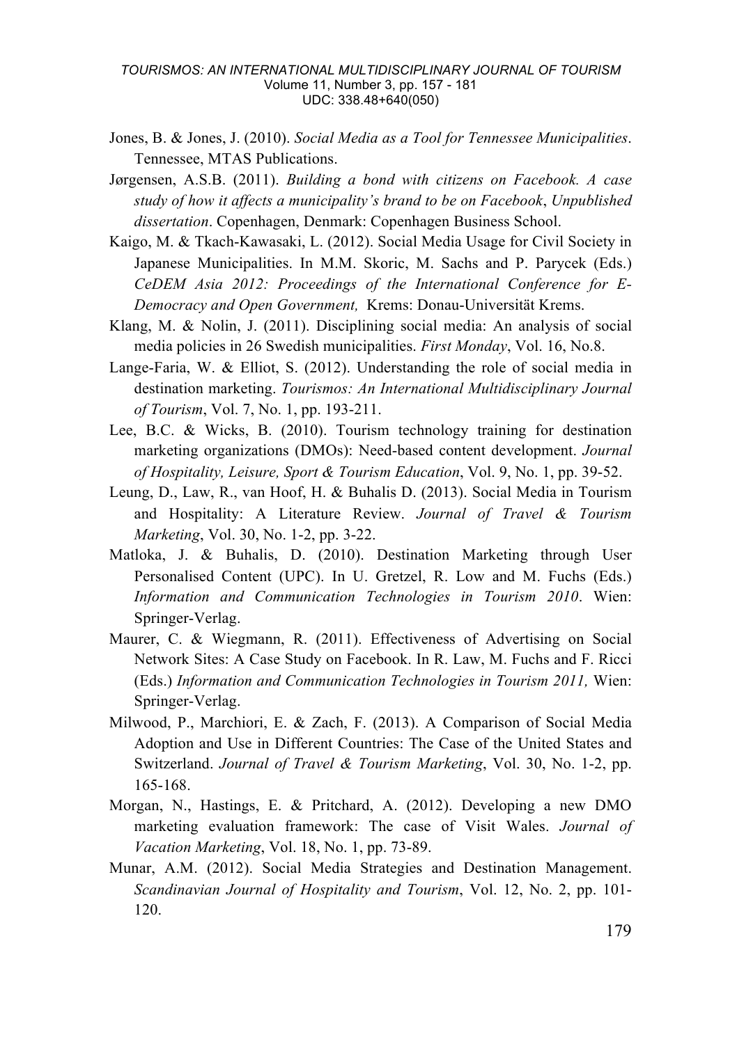Jones, B. & Jones, J. (2010). *Social Media as a Tool for Tennessee Municipalities*. Tennessee, MTAS Publications.

Jørgensen, A.S.B. (2011). *Building a bond with citizens on Facebook. A case study of how it affects a municipality's brand to be on Facebook*, *Unpublished dissertation*. Copenhagen, Denmark: Copenhagen Business School.

Kaigo, M. & Tkach-Kawasaki, L. (2012). Social Media Usage for Civil Society in Japanese Municipalities. In M.M. Skoric, M. Sachs and P. Parycek (Eds.) *CeDEM Asia 2012: Proceedings of the International Conference for E-Democracy and Open Government,* Krems: Donau-Universität Krems.

Klang, M. & Nolin, J. (2011). Disciplining social media: An analysis of social media policies in 26 Swedish municipalities. *First Monday*, Vol. 16, No.8.

Lange-Faria, W. & Elliot, S. (2012). Understanding the role of social media in destination marketing. *Tourismos: An International Multidisciplinary Journal of Tourism*, Vol. 7, No. 1, pp. 193-211.

Lee, B.C. & Wicks, B. (2010). Tourism technology training for destination marketing organizations (DMOs): Need-based content development. *Journal of Hospitality, Leisure, Sport & Tourism Education*, Vol. 9, No. 1, pp. 39-52.

Leung, D., Law, R., van Hoof, H. & Buhalis D. (2013). Social Media in Tourism and Hospitality: A Literature Review. *Journal of Travel & Tourism Marketing*, Vol. 30, No. 1-2, pp. 3-22.

Matloka, J. & Buhalis, D. (2010). Destination Marketing through User Personalised Content (UPC). In U. Gretzel, R. Low and M. Fuchs (Eds.) *Information and Communication Technologies in Tourism 2010*. Wien: Springer-Verlag.

Maurer, C. & Wiegmann, R. (2011). Effectiveness of Advertising on Social Network Sites: A Case Study on Facebook. In R. Law, M. Fuchs and F. Ricci (Eds.) *Information and Communication Technologies in Tourism 2011,* Wien: Springer-Verlag.

Milwood, P., Marchiori, E. & Zach, F. (2013). A Comparison of Social Media Adoption and Use in Different Countries: The Case of the United States and Switzerland. *Journal of Travel & Tourism Marketing*, Vol. 30, No. 1-2, pp. 165-168.

Morgan, N., Hastings, E. & Pritchard, A. (2012). Developing a new DMO marketing evaluation framework: The case of Visit Wales. *Journal of Vacation Marketing*, Vol. 18, No. 1, pp. 73-89.

Munar, A.M. (2012). Social Media Strategies and Destination Management. *Scandinavian Journal of Hospitality and Tourism*, Vol. 12, No. 2, pp. 101-120.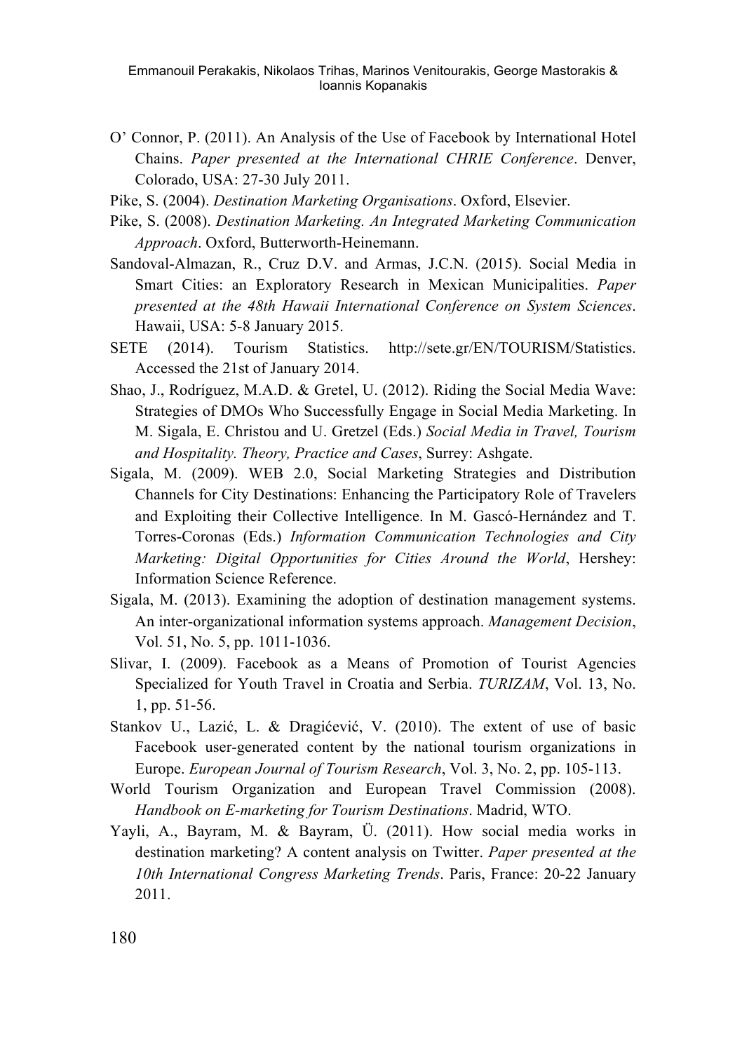O' Connor, P. (2011). An Analysis of the Use of Facebook by International Hotel Chains. *Paper presented at the International CHRIE Conference*. Denver, Colorado, USA: 27-30 July 2011.

Pike, S. (2004). *Destination Marketing Organisations*. Oxford, Elsevier.

Pike, S. (2008). *Destination Marketing. An Integrated Marketing Communication Approach*. Oxford, Butterworth-Heinemann.

Sandoval-Almazan, R., Cruz D.V. and Armas, J.C.N. (2015). Social Media in Smart Cities: an Exploratory Research in Mexican Municipalities. *Paper presented at the 48th Hawaii International Conference on System Sciences*. Hawaii, USA: 5-8 January 2015.

SETE (2014). Tourism Statistics. http://sete.gr/EN/TOURISM/Statistics. Accessed the 21st of January 2014.

Shao, J., Rodríguez, M.A.D. & Gretel, U. (2012). Riding the Social Media Wave: Strategies of DMOs Who Successfully Engage in Social Media Marketing. In M. Sigala, E. Christou and U. Gretzel (Eds.) *Social Media in Travel, Tourism and Hospitality. Theory, Practice and Cases*, Surrey: Ashgate.

Sigala, M. (2009). WEB 2.0, Social Marketing Strategies and Distribution Channels for City Destinations: Enhancing the Participatory Role of Travelers and Exploiting their Collective Intelligence. In M. Gascó-Hernández and T. Torres-Coronas (Eds.) *Information Communication Technologies and City Marketing: Digital Opportunities for Cities Around the World*, Hershey: Information Science Reference.

Sigala, M. (2013). Examining the adoption of destination management systems. An inter-organizational information systems approach. *Management Decision*, Vol. 51, No. 5, pp. 1011-1036.

Slivar, I. (2009). Facebook as a Means of Promotion of Tourist Agencies Specialized for Youth Travel in Croatia and Serbia. *TURIZAM*, Vol. 13, No. 1, pp. 51-56.

Stankov U., Lazić, L. & Dragićević, V. (2010). The extent of use of basic Facebook user-generated content by the national tourism organizations in Europe. *European Journal of Tourism Research*, Vol. 3, No. 2, pp. 105-113.

World Tourism Organization and European Travel Commission (2008). *Handbook on E-marketing for Tourism Destinations*. Madrid, WTO.

Yayli, A., Bayram, M. & Bayram, Ü. (2011). How social media works in destination marketing? A content analysis on Twitter. *Paper presented at the 10th International Congress Marketing Trends*. Paris, France: 20-22 January 2011.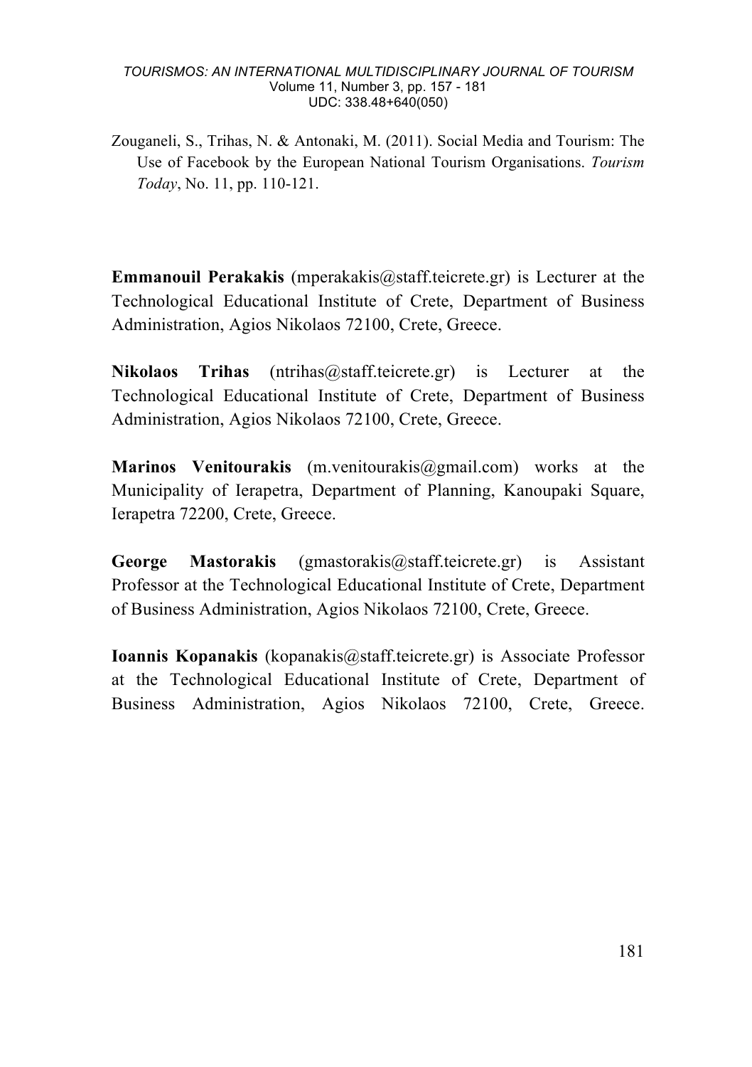Zouganeli, S., Trihas, N. & Antonaki, M. (2011). Social Media and Tourism: The Use of Facebook by the European National Tourism Organisations. *Tourism Today*, No. 11, pp. 110-121.

**Emmanouil Perakakis** (mperakakis@staff.teicrete.gr) is Lecturer at the Technological Educational Institute of Crete, Department of Business Administration, Agios Nikolaos 72100, Crete, Greece.

**Nikolaos Trihas** (ntrihas@staff.teicrete.gr) is Lecturer at the Technological Educational Institute of Crete, Department of Business Administration, Agios Nikolaos 72100, Crete, Greece.

**Marinos Venitourakis** (m.venitourakis@gmail.com) works at the Municipality of Ierapetra, Department of Planning, Kanoupaki Square, Ierapetra 72200, Crete, Greece.

**George Mastorakis** (gmastorakis@staff.teicrete.gr) is Assistant Professor at the Technological Educational Institute of Crete, Department of Business Administration, Agios Nikolaos 72100, Crete, Greece.

**Ioannis Kopanakis** (kopanakis@staff.teicrete.gr) is Associate Professor at the Technological Educational Institute of Crete, Department of Business Administration, Agios Nikolaos 72100, Crete, Greece.